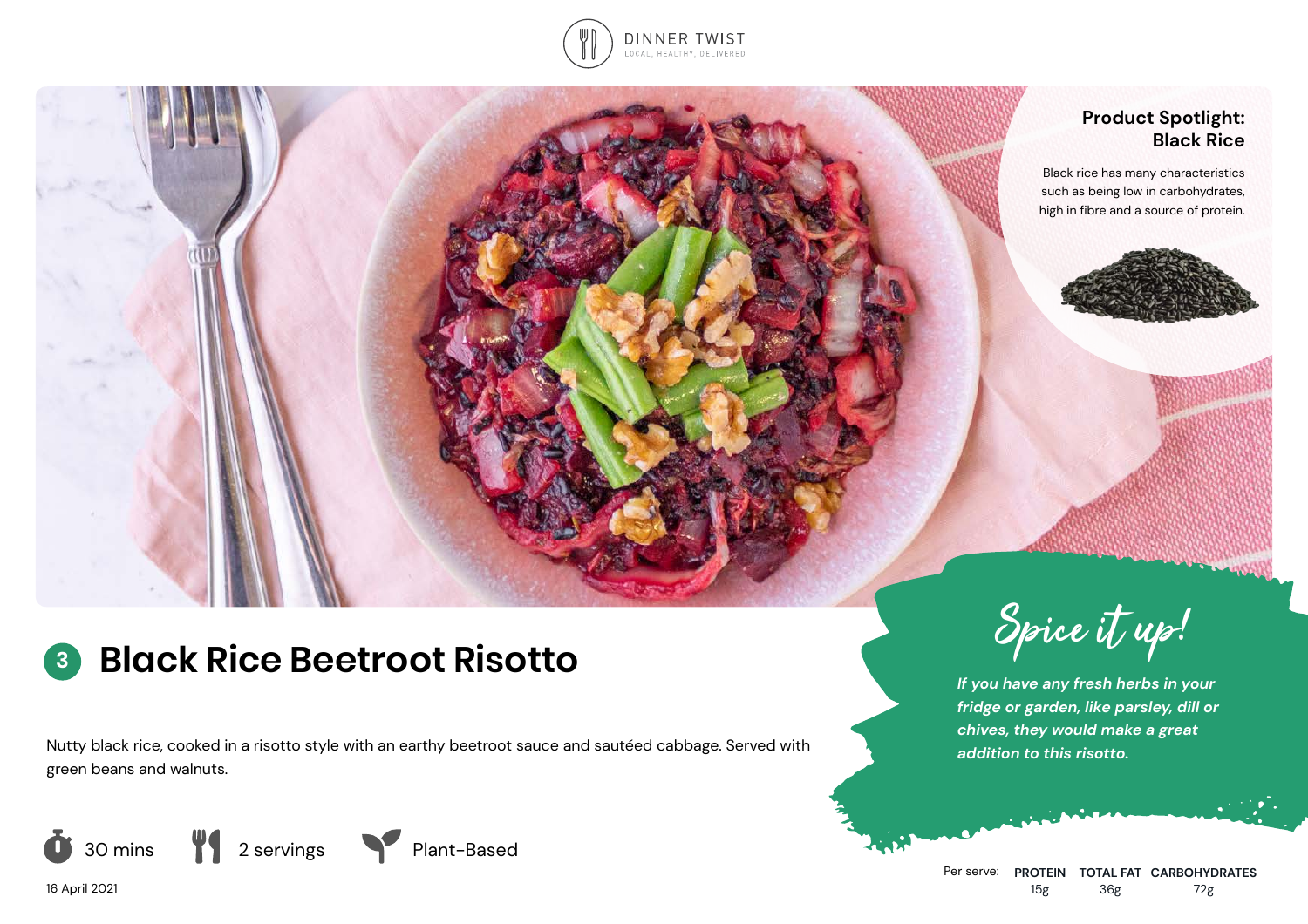DINNER TWIST
LOCAL, HEALTHY, DELIVERED

**Product Spotlight: Black Rice**

Black rice has many characteristics such as being low in carbohydrates, high in fibre and a source of protein.

# 3 Black Rice Beetroot Risotto

Nutty black rice, cooked in a risotto style with an earthy beetroot sauce and sautéed cabbage. Served with green beans and walnuts.

30 mins | 2 servings | Plant-Based

16 April 2021

**Spice it up!**

*If you have any fresh herbs in your fridge or garden, like parsley, dill or chives, they would make a great addition to this risotto.*

| Per serve: | PROTEIN | TOTAL FAT | CARBOHYDRATES |
|---|---|---|---|
| | 15g | 36g | 72g |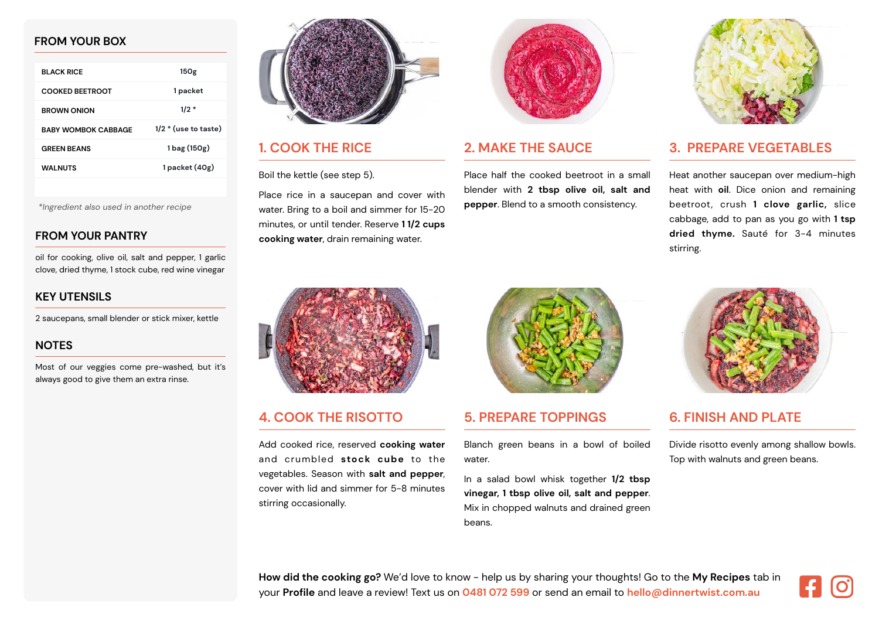## FROM YOUR BOX

| | |
|---|---|
| BLACK RICE | 150g |
| COOKED BEETROOT | 1 packet |
| BROWN ONION | 1/2 * |
| BABY WOMBOK CABBAGE | 1/2 * (use to taste) |
| GREEN BEANS | 1 bag (150g) |
| WALNUTS | 1 packet (40g) |

*\*Ingredient also used in another recipe*

## FROM YOUR PANTRY

oil for cooking, olive oil, salt and pepper, 1 garlic clove, dried thyme, 1 stock cube, red wine vinegar

## KEY UTENSILS

2 saucepans, small blender or stick mixer, kettle

## NOTES

Most of our veggies come pre-washed, but it's always good to give them an extra rinse.

## 1. COOK THE RICE

Boil the kettle (see step 5).

Place rice in a saucepan and cover with water. Bring to a boil and simmer for 15-20 minutes, or until tender. Reserve **1 1/2 cups cooking water**, drain remaining water.

## 2. MAKE THE SAUCE

Place half the cooked beetroot in a small blender with **2 tbsp olive oil, salt and pepper**. Blend to a smooth consistency.

## 3. PREPARE VEGETABLES

Heat another saucepan over medium-high heat with **oil**. Dice onion and remaining beetroot, crush **1 clove garlic,** slice cabbage, add to pan as you go with **1 tsp dried thyme.** Sauté for 3-4 minutes stirring.

## 4. COOK THE RISOTTO

Add cooked rice, reserved **cooking water** and crumbled **stock cube** to the vegetables. Season with **salt and pepper**, cover with lid and simmer for 5-8 minutes stirring occasionally.

## 5. PREPARE TOPPINGS

Blanch green beans in a bowl of boiled water.

In a salad bowl whisk together **1/2 tbsp vinegar, 1 tbsp olive oil, salt and pepper**. Mix in chopped walnuts and drained green beans.

## 6. FINISH AND PLATE

Divide risotto evenly among shallow bowls. Top with walnuts and green beans.

**How did the cooking go?** We'd love to know - help us by sharing your thoughts! Go to the **My Recipes** tab in your **Profile** and leave a review! Text us on 0481 072 599 or send an email to hello@dinnertwist.com.au